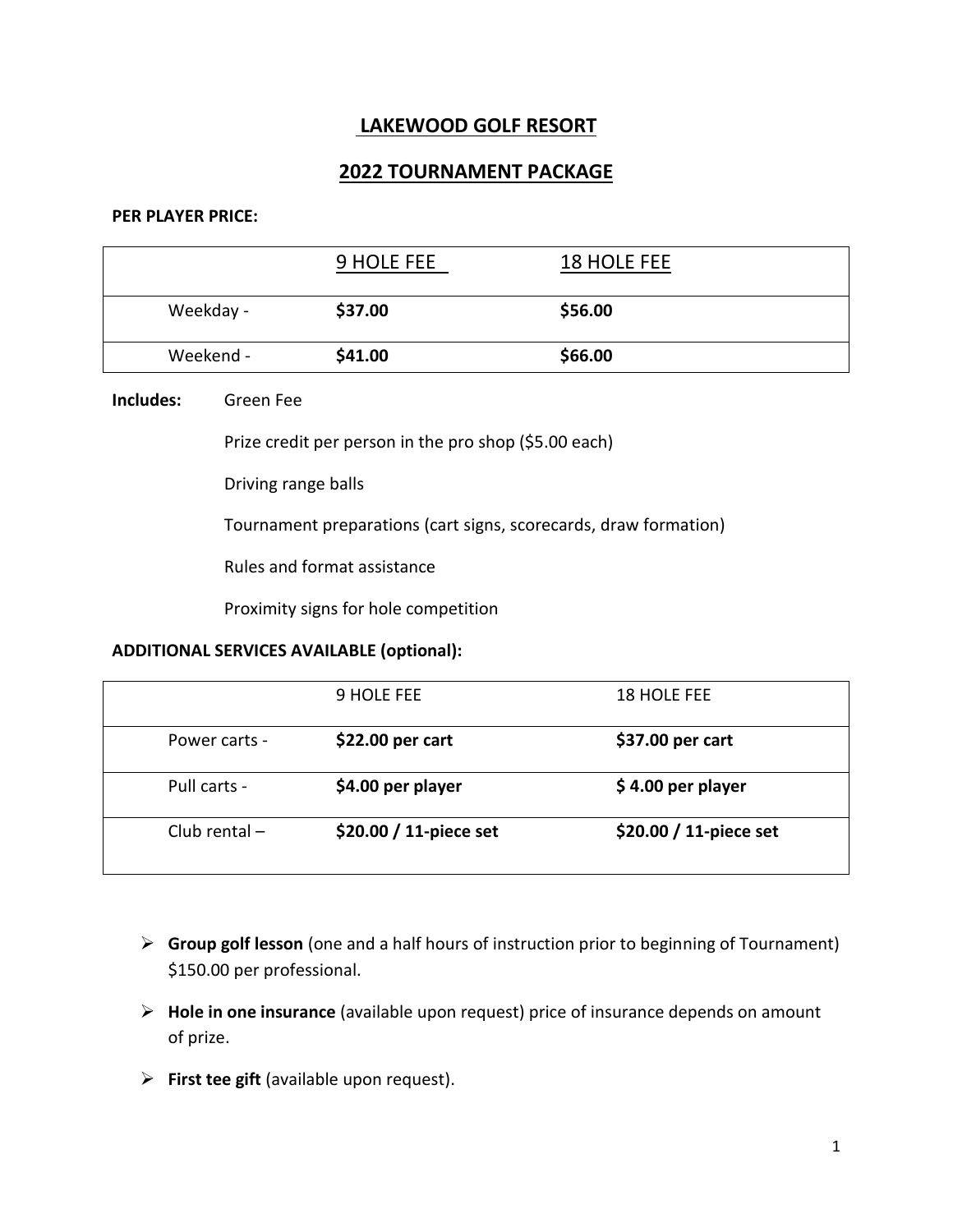# LAKEWOOD GOLF RESORT

## 2022 TOURNAMENT PACKAGE

**PER PLAYER PRICE:**

| | 9 HOLE FEE | 18 HOLE FEE |
|---|---|---|
| Weekday - | **$37.00** | **$56.00** |
| Weekend - | **$41.00** | **$66.00** |

**Includes:** Green Fee

Prize credit per person in the pro shop ($5.00 each)

Driving range balls

Tournament preparations (cart signs, scorecards, draw formation)

Rules and format assistance

Proximity signs for hole competition

**ADDITIONAL SERVICES AVAILABLE (optional):**

| | 9 HOLE FEE | 18 HOLE FEE |
|---|---|---|
| Power carts - | **$22.00 per cart** | **$37.00 per cart** |
| Pull carts - | **$4.00 per player** | **$ 4.00 per player** |
| Club rental – | **$20.00 / 11-piece set** | **$20.00 / 11-piece set** |

- **Group golf lesson** (one and a half hours of instruction prior to beginning of Tournament) $150.00 per professional.
- **Hole in one insurance** (available upon request) price of insurance depends on amount of prize.
- **First tee gift** (available upon request).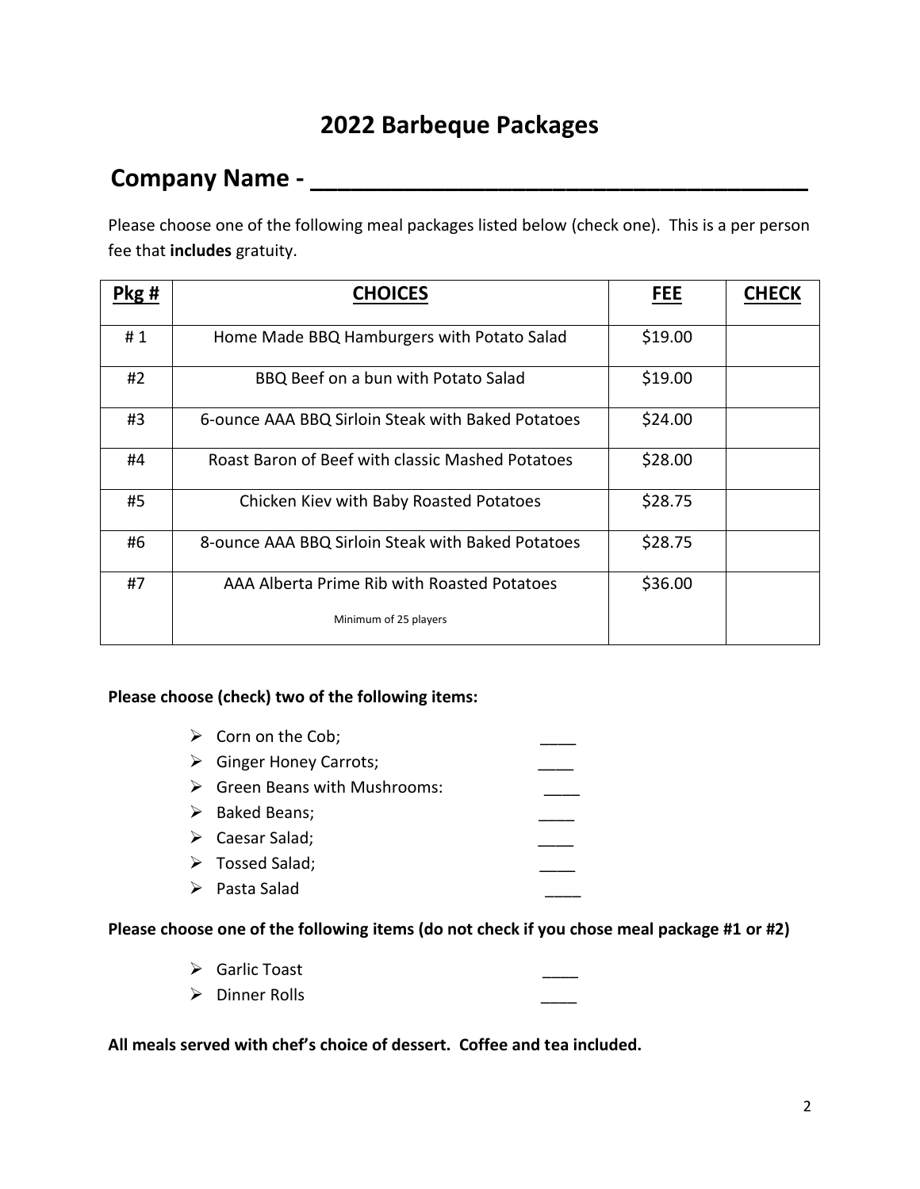# 2022 Barbeque Packages

## Company Name - ________________________________________

Please choose one of the following meal packages listed below (check one). This is a per person fee that **includes** gratuity.

| Pkg # | CHOICES | FEE | CHECK |
|---|---|---|---|
| # 1 | Home Made BBQ Hamburgers with Potato Salad | $19.00 | |
| #2 | BBQ Beef on a bun with Potato Salad | $19.00 | |
| #3 | 6-ounce AAA BBQ Sirloin Steak with Baked Potatoes | $24.00 | |
| #4 | Roast Baron of Beef with classic Mashed Potatoes | $28.00 | |
| #5 | Chicken Kiev with Baby Roasted Potatoes | $28.75 | |
| #6 | 8-ounce AAA BBQ Sirloin Steak with Baked Potatoes | $28.75 | |
| #7 | AAA Alberta Prime Rib with Roasted Potatoes<br>Minimum of 25 players | $36.00 | |

**Please choose (check) two of the following items:**

- Corn on the Cob; ____
- Ginger Honey Carrots; ____
- Green Beans with Mushrooms: ____
- Baked Beans; ____
- Caesar Salad; ____
- Tossed Salad; ____
- Pasta Salad ____

**Please choose one of the following items (do not check if you chose meal package #1 or #2)**

- Garlic Toast ____
- Dinner Rolls ____

**All meals served with chef's choice of dessert. Coffee and tea included.**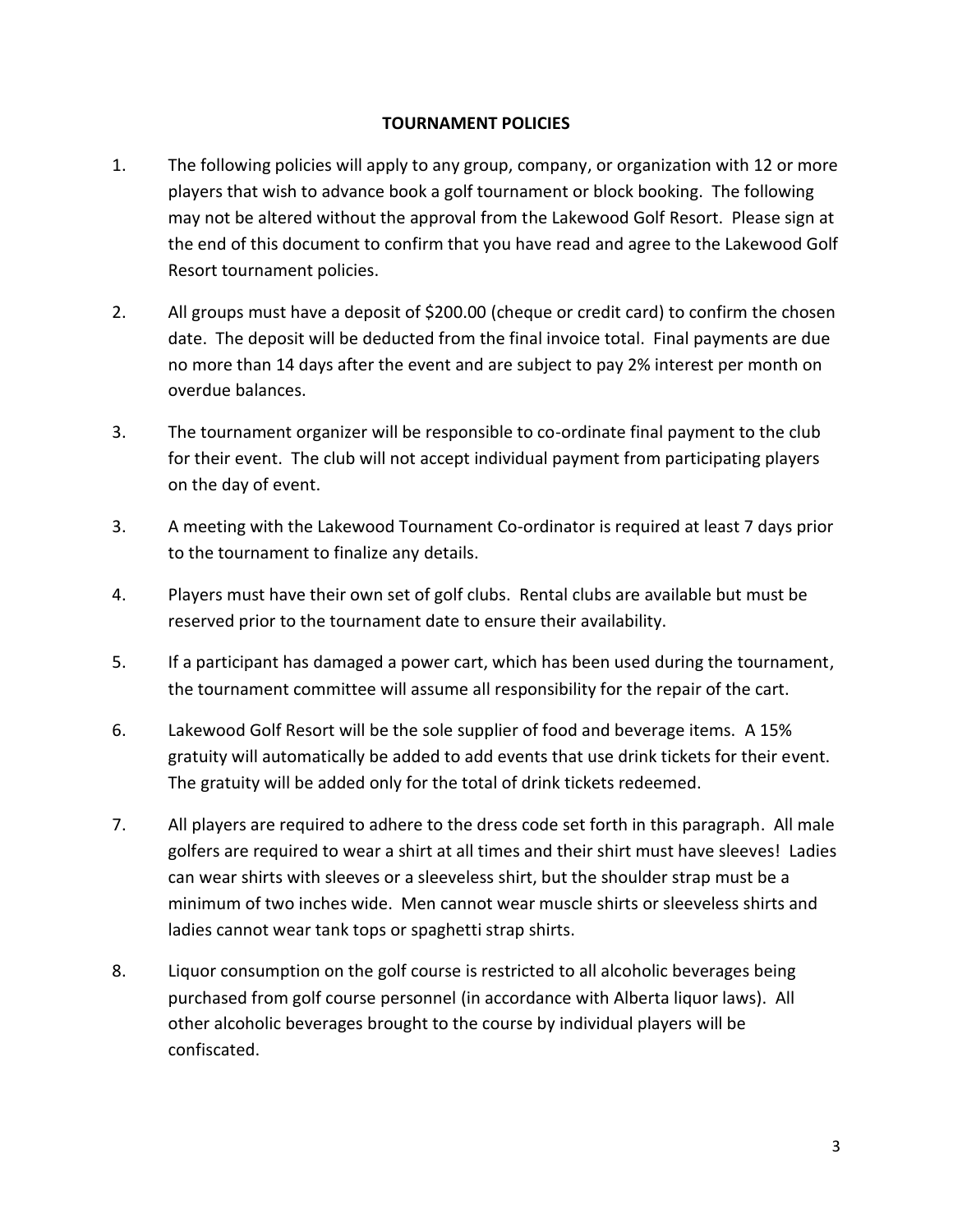**TOURNAMENT POLICIES**

1. The following policies will apply to any group, company, or organization with 12 or more players that wish to advance book a golf tournament or block booking. The following may not be altered without the approval from the Lakewood Golf Resort. Please sign at the end of this document to confirm that you have read and agree to the Lakewood Golf Resort tournament policies.

2. All groups must have a deposit of $200.00 (cheque or credit card) to confirm the chosen date. The deposit will be deducted from the final invoice total. Final payments are due no more than 14 days after the event and are subject to pay 2% interest per month on overdue balances.

3. The tournament organizer will be responsible to co-ordinate final payment to the club for their event. The club will not accept individual payment from participating players on the day of event.

3. A meeting with the Lakewood Tournament Co-ordinator is required at least 7 days prior to the tournament to finalize any details.

4. Players must have their own set of golf clubs. Rental clubs are available but must be reserved prior to the tournament date to ensure their availability.

5. If a participant has damaged a power cart, which has been used during the tournament, the tournament committee will assume all responsibility for the repair of the cart.

6. Lakewood Golf Resort will be the sole supplier of food and beverage items. A 15% gratuity will automatically be added to add events that use drink tickets for their event. The gratuity will be added only for the total of drink tickets redeemed.

7. All players are required to adhere to the dress code set forth in this paragraph. All male golfers are required to wear a shirt at all times and their shirt must have sleeves! Ladies can wear shirts with sleeves or a sleeveless shirt, but the shoulder strap must be a minimum of two inches wide. Men cannot wear muscle shirts or sleeveless shirts and ladies cannot wear tank tops or spaghetti strap shirts.

8. Liquor consumption on the golf course is restricted to all alcoholic beverages being purchased from golf course personnel (in accordance with Alberta liquor laws). All other alcoholic beverages brought to the course by individual players will be confiscated.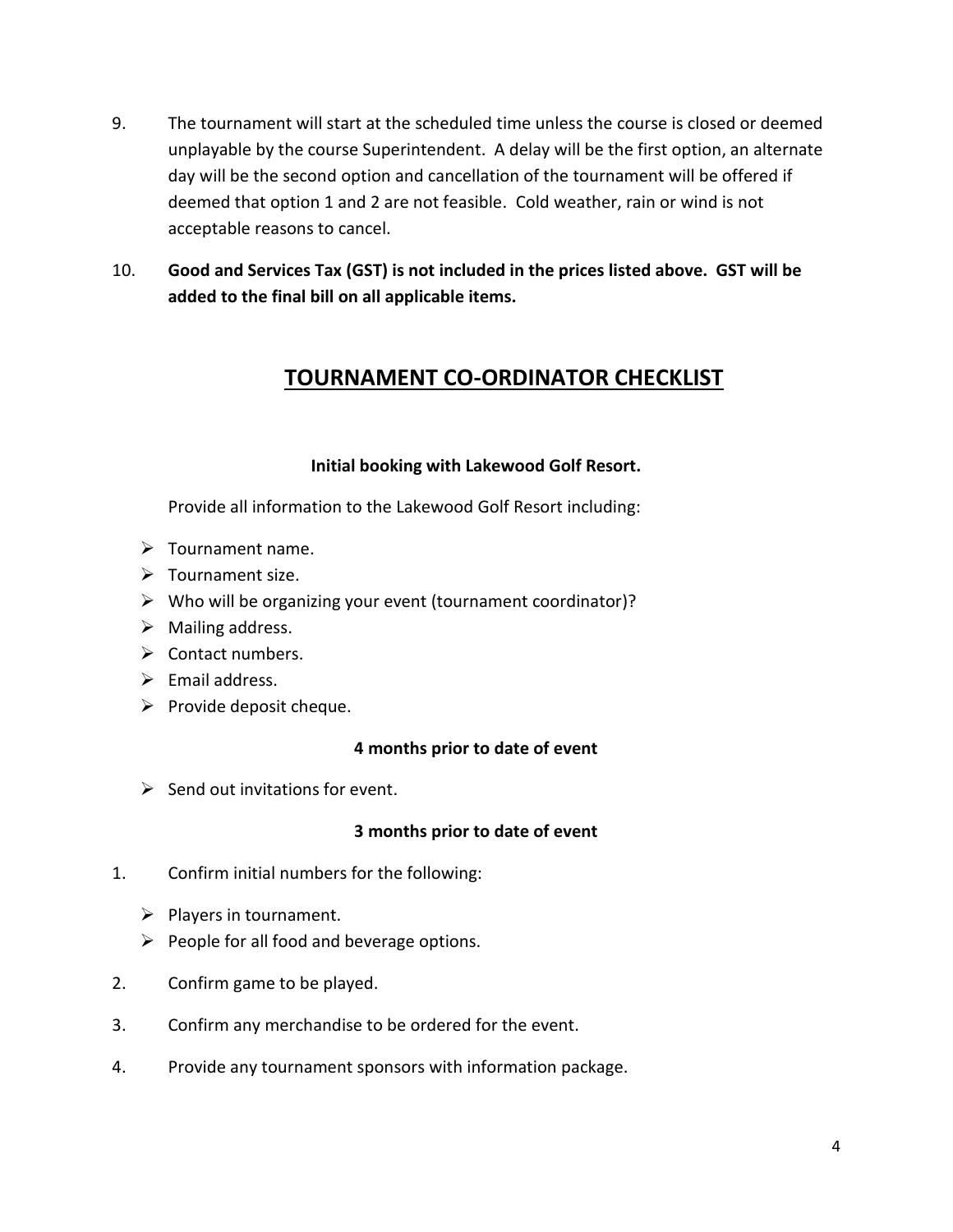9. The tournament will start at the scheduled time unless the course is closed or deemed unplayable by the course Superintendent. A delay will be the first option, an alternate day will be the second option and cancellation of the tournament will be offered if deemed that option 1 and 2 are not feasible. Cold weather, rain or wind is not acceptable reasons to cancel.

10. **Good and Services Tax (GST) is not included in the prices listed above. GST will be added to the final bill on all applicable items.**

## <u>TOURNAMENT CO-ORDINATOR CHECKLIST</u>

**Initial booking with Lakewood Golf Resort.**

Provide all information to the Lakewood Golf Resort including:

- Tournament name.
- Tournament size.
- Who will be organizing your event (tournament coordinator)?
- Mailing address.
- Contact numbers.
- Email address.
- Provide deposit cheque.

**4 months prior to date of event**

- Send out invitations for event.

**3 months prior to date of event**

1. Confirm initial numbers for the following:
   - Players in tournament.
   - People for all food and beverage options.
2. Confirm game to be played.
3. Confirm any merchandise to be ordered for the event.
4. Provide any tournament sponsors with information package.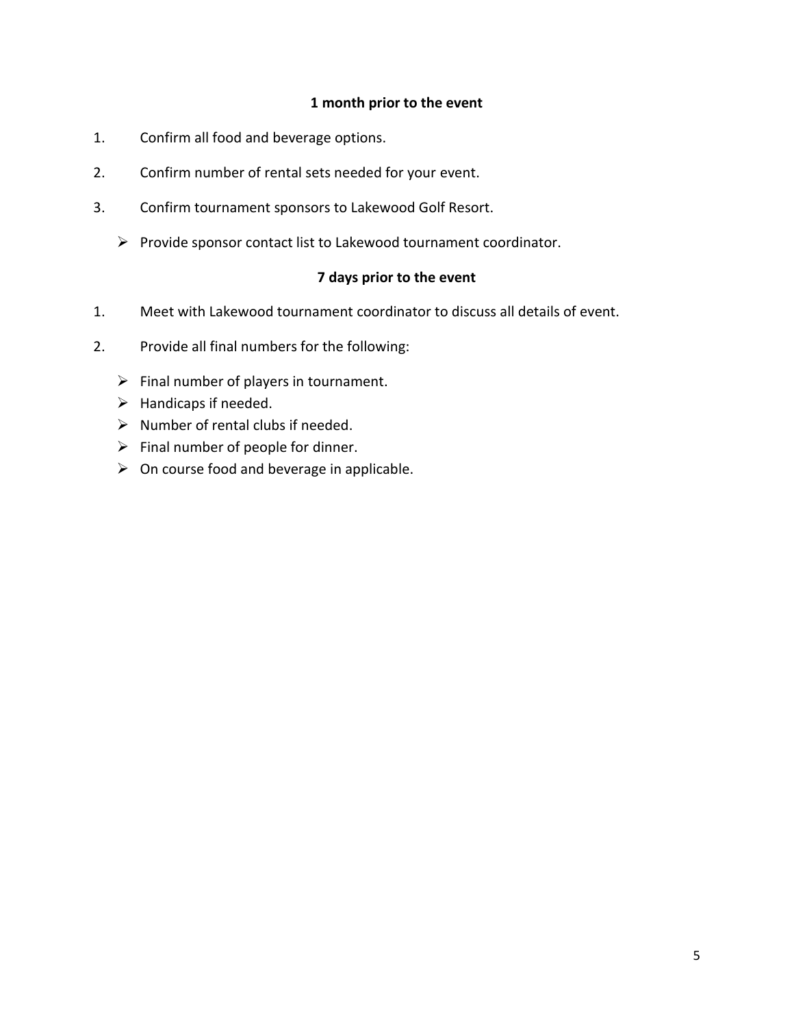**1 month prior to the event**

1. Confirm all food and beverage options.
2. Confirm number of rental sets needed for your event.
3. Confirm tournament sponsors to Lakewood Golf Resort.
   - Provide sponsor contact list to Lakewood tournament coordinator.

**7 days prior to the event**

1. Meet with Lakewood tournament coordinator to discuss all details of event.
2. Provide all final numbers for the following:
   - Final number of players in tournament.
   - Handicaps if needed.
   - Number of rental clubs if needed.
   - Final number of people for dinner.
   - On course food and beverage in applicable.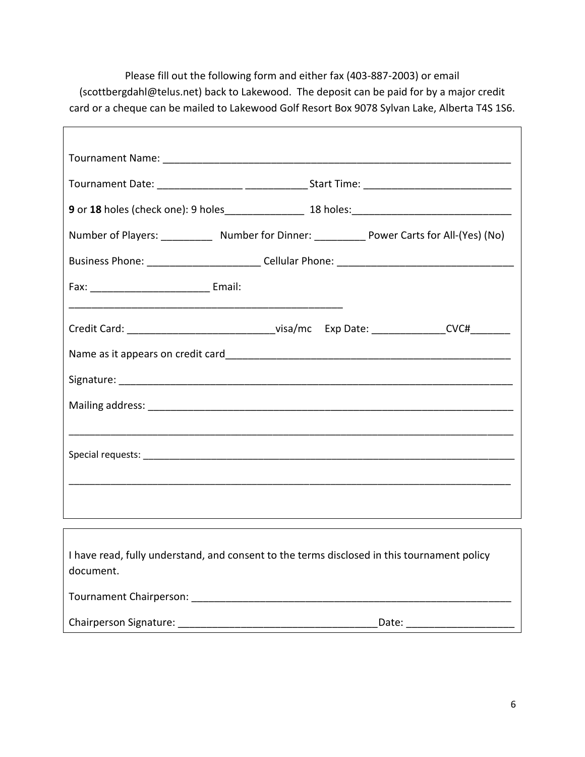Please fill out the following form and either fax (403-887-2003) or email (scottbergdahl@telus.net) back to Lakewood. The deposit can be paid for by a major credit card or a cheque can be mailed to Lakewood Golf Resort Box 9078 Sylvan Lake, Alberta T4S 1S6.

Tournament Name: ______________________________________________________________

Tournament Date: _______________ ___________ Start Time: __________________________

**9** or **18** holes (check one): 9 holes______________ 18 holes:_____________________________

Number of Players: _________ Number for Dinner: _________ Power Carts for All-(Yes) (No)

Business Phone: ____________________ Cellular Phone: _______________________________

Fax: _____________________ Email: ________________________________________________

Credit Card: __________________________visa/mc Exp Date: _____________CVC#_______

Name as it appears on credit card____________________________________________________

Signature: _______________________________________________________________________

Mailing address: __________________________________________________________________

__________________________________________________________________________________

Special requests: __________________________________________________________________

__________________________________________________________________________________

I have read, fully understand, and consent to the terms disclosed in this tournament policy document.

Tournament Chairperson: ___________________________________________________________

Chairperson Signature: ___________________________________Date: ___________________